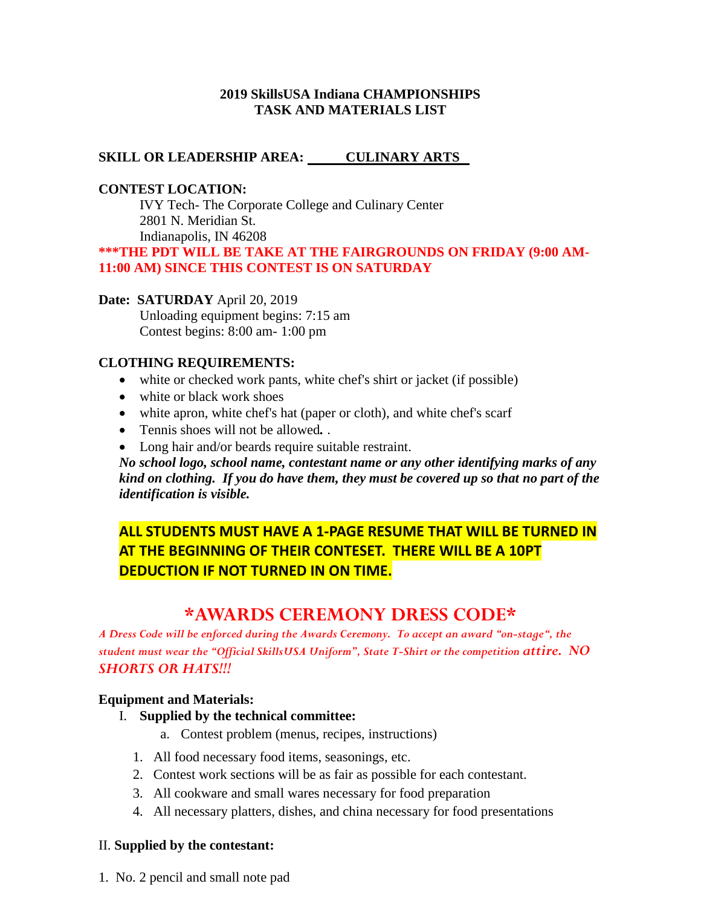**2019 SkillsUSA Indiana CHAMPIONSHIPS**
**TASK AND MATERIALS LIST**

**SKILL OR LEADERSHIP AREA: CULINARY ARTS**

**CONTEST LOCATION:**

IVY Tech- The Corporate College and Culinary Center
2801 N. Meridian St.
Indianapolis, IN 46208

*****THE PDT WILL BE TAKE AT THE FAIRGROUNDS ON FRIDAY (9:00 AM-11:00 AM) SINCE THIS CONTEST IS ON SATURDAY**

**Date: SATURDAY** April 20, 2019
Unloading equipment begins: 7:15 am
Contest begins: 8:00 am- 1:00 pm

**CLOTHING REQUIREMENTS:**

- white or checked work pants, white chef's shirt or jacket (if possible)
- white or black work shoes
- white apron, white chef's hat (paper or cloth), and white chef's scarf
- Tennis shoes will not be allowed. .
- Long hair and/or beards require suitable restraint.

***No school logo, school name, contestant name or any other identifying marks of any kind on clothing. If you do have them, they must be covered up so that no part of the identification is visible.***

**ALL STUDENTS MUST HAVE A 1-PAGE RESUME THAT WILL BE TURNED IN AT THE BEGINNING OF THEIR CONTESET. THERE WILL BE A 10PT DEDUCTION IF NOT TURNED IN ON TIME.**

## \*AWARDS CEREMONY DRESS CODE\*

*A Dress Code will be enforced during the Awards Ceremony. To accept an award "on-stage", the student must wear the "Official SkillsUSA Uniform", State T-Shirt or the competition attire. NO SHORTS OR HATS!!!*

**Equipment and Materials:**

I. **Supplied by the technical committee:**

a. Contest problem (menus, recipes, instructions)

1. All food necessary food items, seasonings, etc.
2. Contest work sections will be as fair as possible for each contestant.
3. All cookware and small wares necessary for food preparation
4. All necessary platters, dishes, and china necessary for food presentations

II. **Supplied by the contestant:**

1. No. 2 pencil and small note pad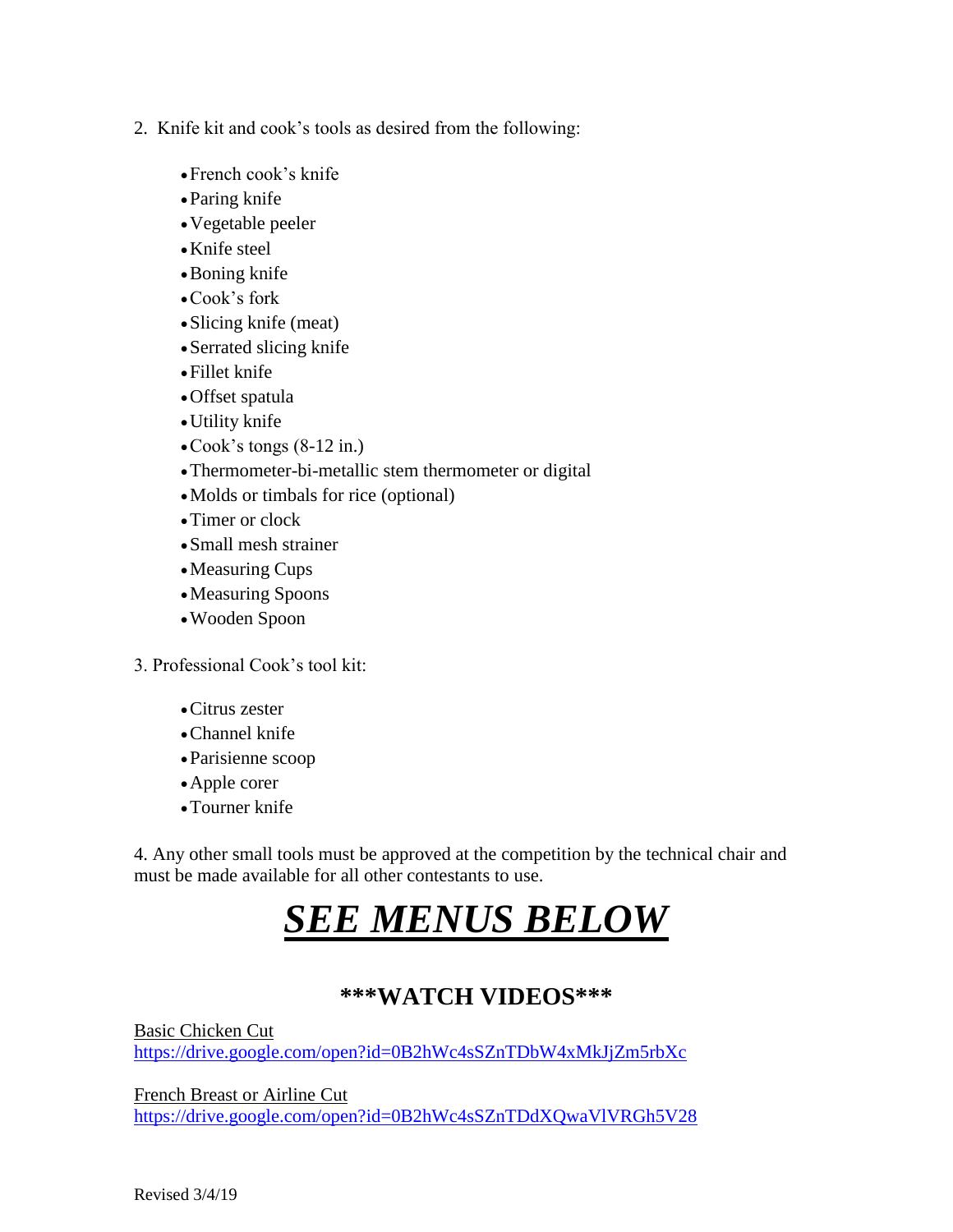2. Knife kit and cook's tools as desired from the following:

- French cook's knife
- Paring knife
- Vegetable peeler
- Knife steel
- Boning knife
- Cook's fork
- Slicing knife (meat)
- Serrated slicing knife
- Fillet knife
- Offset spatula
- Utility knife
- Cook's tongs (8-12 in.)
- Thermometer-bi-metallic stem thermometer or digital
- Molds or timbals for rice (optional)
- Timer or clock
- Small mesh strainer
- Measuring Cups
- Measuring Spoons
- Wooden Spoon

3. Professional Cook's tool kit:

- Citrus zester
- Channel knife
- Parisienne scoop
- Apple corer
- Tourner knife

4. Any other small tools must be approved at the competition by the technical chair and must be made available for all other contestants to use.

# ***SEE MENUS BELOW***

## ***WATCH VIDEOS***

Basic Chicken Cut
https://drive.google.com/open?id=0B2hWc4sSZnTDbW4xMkJjZm5rbXc

French Breast or Airline Cut
https://drive.google.com/open?id=0B2hWc4sSZnTDdXQwaVlVRGh5V28

Revised 3/4/19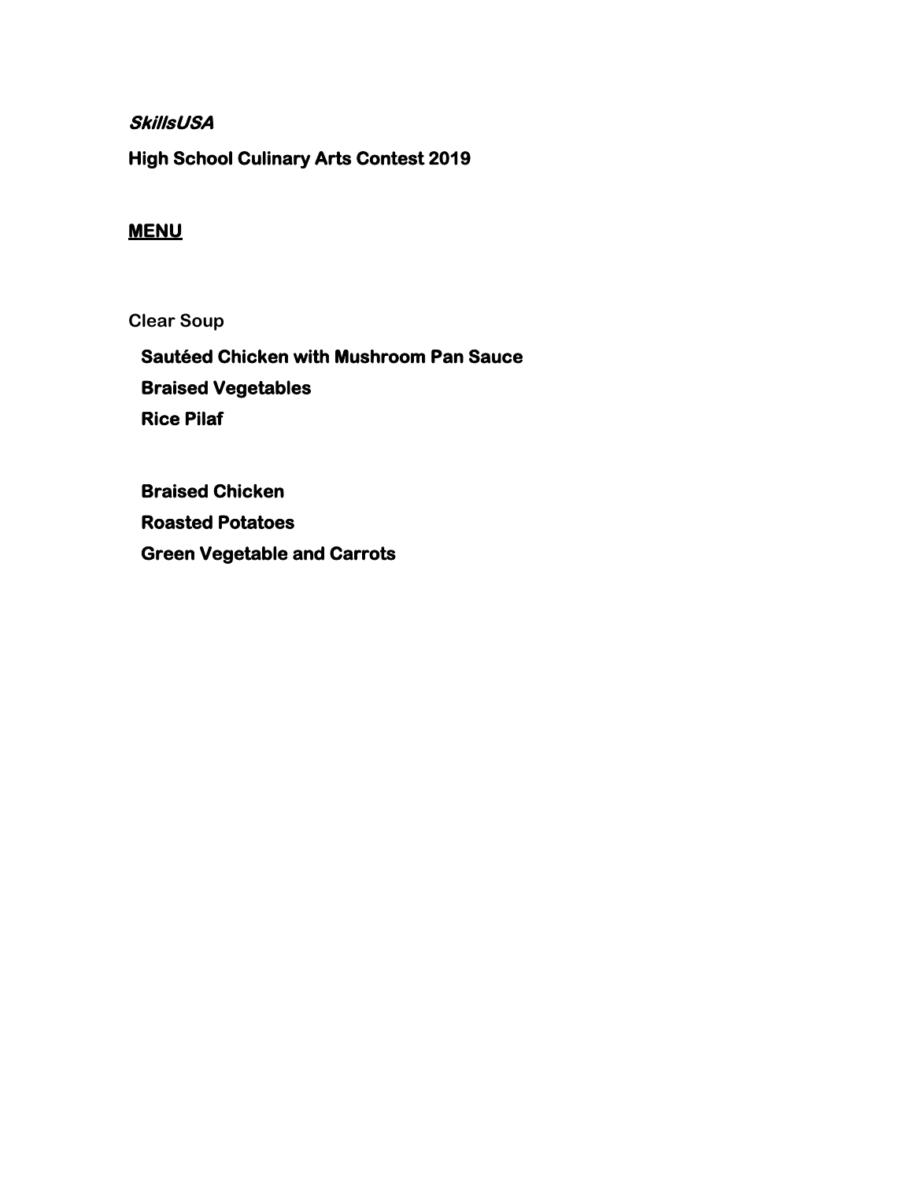***SkillsUSA***

**High School Culinary Arts Contest 2019**

## <u>MENU</u>

Clear Soup

**Sautéed Chicken with Mushroom Pan Sauce**

**Braised Vegetables**

**Rice Pilaf**

**Braised Chicken**

**Roasted Potatoes**

**Green Vegetable and Carrots**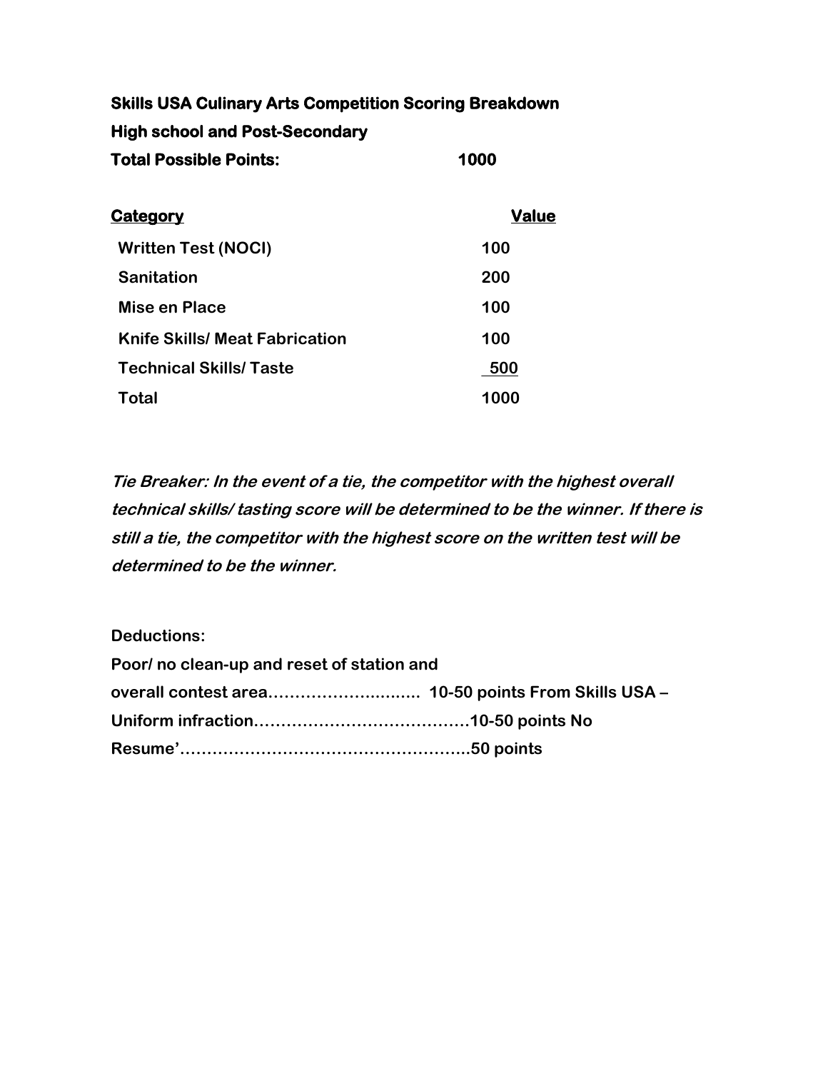**Skills USA Culinary Arts Competition Scoring Breakdown**

**High school and Post-Secondary**

**Total Possible Points: 1000**

| Category | Value |
|---|---|
| Written Test (NOCI) | 100 |
| Sanitation | 200 |
| Mise en Place | 100 |
| Knife Skills/ Meat Fabrication | 100 |
| Technical Skills/ Taste | 500 |
| Total | 1000 |

***Tie Breaker: In the event of a tie, the competitor with the highest overall technical skills/ tasting score will be determined to be the winner. If there is still a tie, the competitor with the highest score on the written test will be determined to be the winner.***

**Deductions:**

**Poor/ no clean-up and reset of station and overall contest area……………………….. 10-50 points From Skills USA –**

**Uniform infraction…………………………………10-50 points No**

**Resume’………………………………………………..50 points**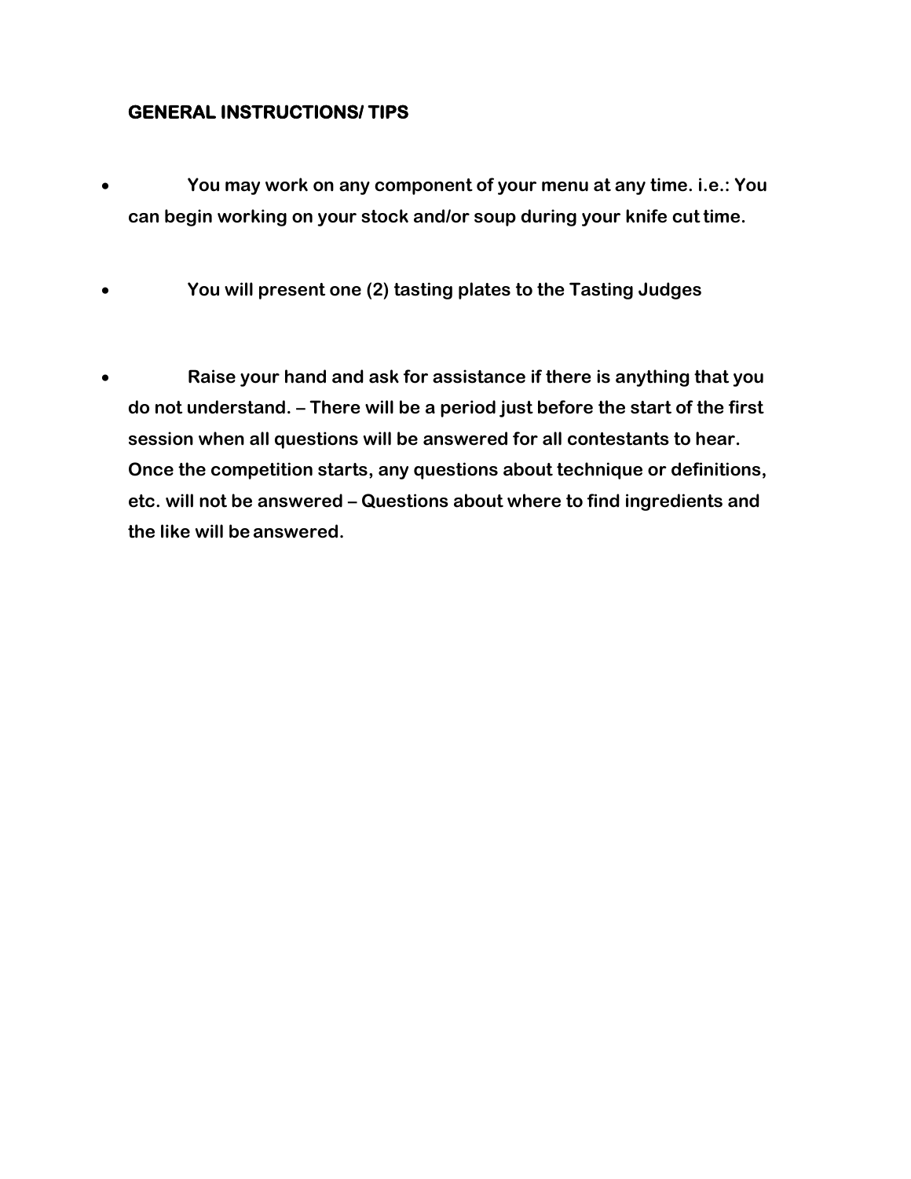**GENERAL INSTRUCTIONS/ TIPS**

- **You may work on any component of your menu at any time. i.e.: You can begin working on your stock and/or soup during your knife cut time.**

- **You will present one (2) tasting plates to the Tasting Judges**

- **Raise your hand and ask for assistance if there is anything that you do not understand. – There will be a period just before the start of the first session when all questions will be answered for all contestants to hear. Once the competition starts, any questions about technique or definitions, etc. will not be answered – Questions about where to find ingredients and the like will be answered.**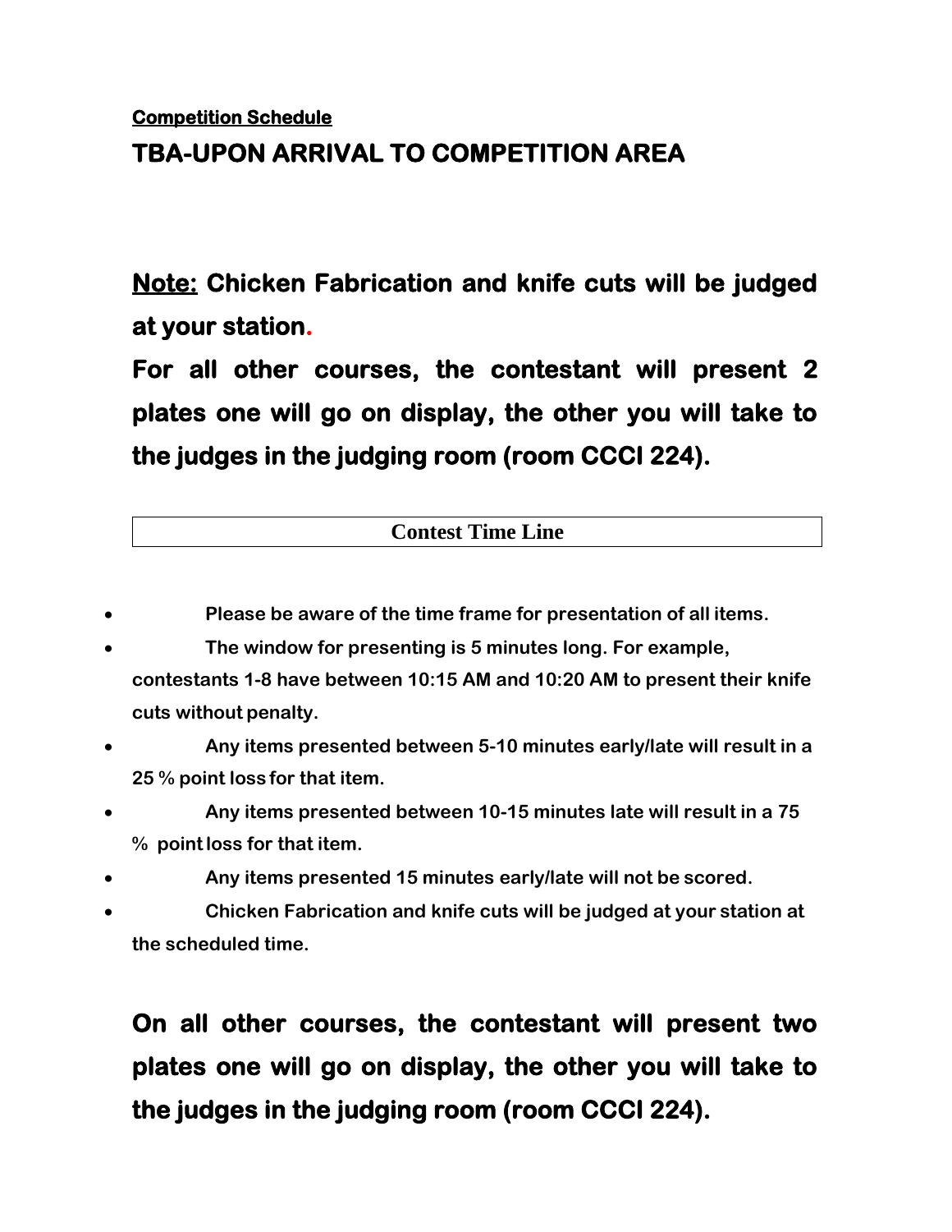**Competition Schedule**

## TBA-UPON ARRIVAL TO COMPETITION AREA

**Note: Chicken Fabrication and knife cuts will be judged at your station.**

**For all other courses, the contestant will present 2 plates one will go on display, the other you will take to the judges in the judging room (room CCCI 224).**

| Contest Time Line |
| --- |

- **Please be aware of the time frame for presentation of all items.**
- **The window for presenting is 5 minutes long. For example, contestants 1-8 have between 10:15 AM and 10:20 AM to present their knife cuts without penalty.**
- **Any items presented between 5-10 minutes early/late will result in a 25 % point loss for that item.**
- **Any items presented between 10-15 minutes late will result in a 75 % point loss for that item.**
- **Any items presented 15 minutes early/late will not be scored.**
- **Chicken Fabrication and knife cuts will be judged at your station at the scheduled time.**

**On all other courses, the contestant will present two plates one will go on display, the other you will take to the judges in the judging room (room CCCI 224).**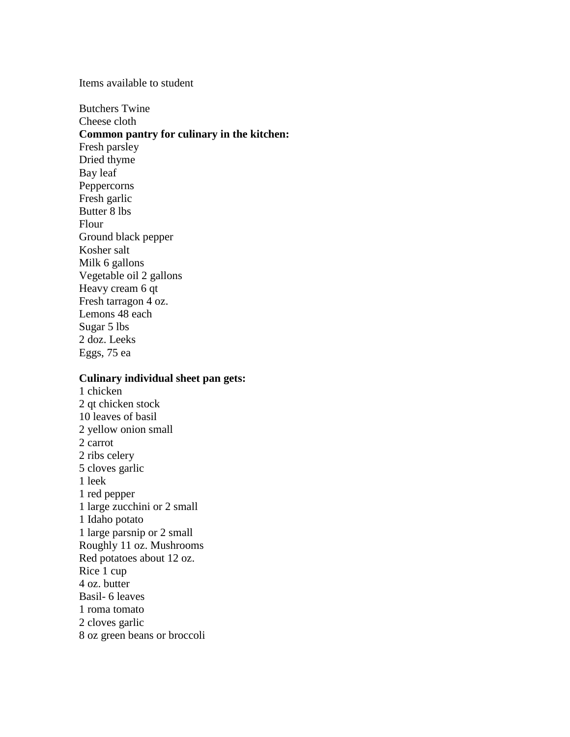Items available to student

Butchers Twine
Cheese cloth

**Common pantry for culinary in the kitchen:**

Fresh parsley
Dried thyme
Bay leaf
Peppercorns
Fresh garlic
Butter 8 lbs
Flour
Ground black pepper
Kosher salt
Milk 6 gallons
Vegetable oil 2 gallons
Heavy cream 6 qt
Fresh tarragon 4 oz.
Lemons 48 each
Sugar 5 lbs
2 doz. Leeks
Eggs, 75 ea

**Culinary individual sheet pan gets:**

1 chicken
2 qt chicken stock
10 leaves of basil
2 yellow onion small
2 carrot
2 ribs celery
5 cloves garlic
1 leek
1 red pepper
1 large zucchini or 2 small
1 Idaho potato
1 large parsnip or 2 small
Roughly 11 oz. Mushrooms
Red potatoes about 12 oz.
Rice 1 cup
4 oz. butter
Basil- 6 leaves
1 roma tomato
2 cloves garlic
8 oz green beans or broccoli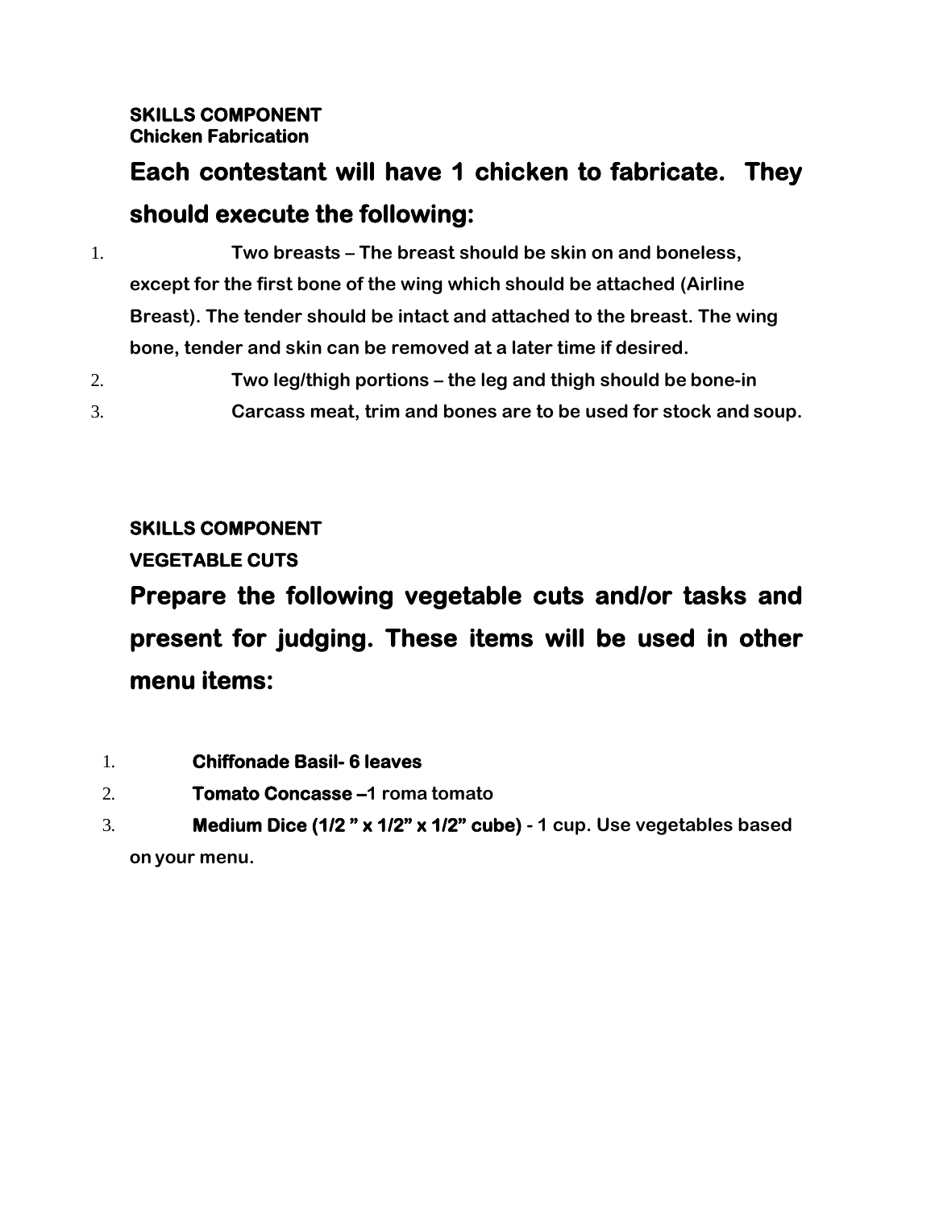**SKILLS COMPONENT**
**Chicken Fabrication**

## Each contestant will have 1 chicken to fabricate. They should execute the following:

1. **Two breasts – The breast should be skin on and boneless, except for the first bone of the wing which should be attached (Airline Breast). The tender should be intact and attached to the breast. The wing bone, tender and skin can be removed at a later time if desired.**
2. **Two leg/thigh portions – the leg and thigh should be bone-in**
3. **Carcass meat, trim and bones are to be used for stock and soup.**

**SKILLS COMPONENT**

**VEGETABLE CUTS**

## Prepare the following vegetable cuts and/or tasks and present for judging. These items will be used in other menu items:

1. **Chiffonade Basil- 6 leaves**
2. **Tomato Concasse –1 roma tomato**
3. **Medium Dice (1/2 " x 1/2" x 1/2" cube) - 1 cup. Use vegetables based on your menu.**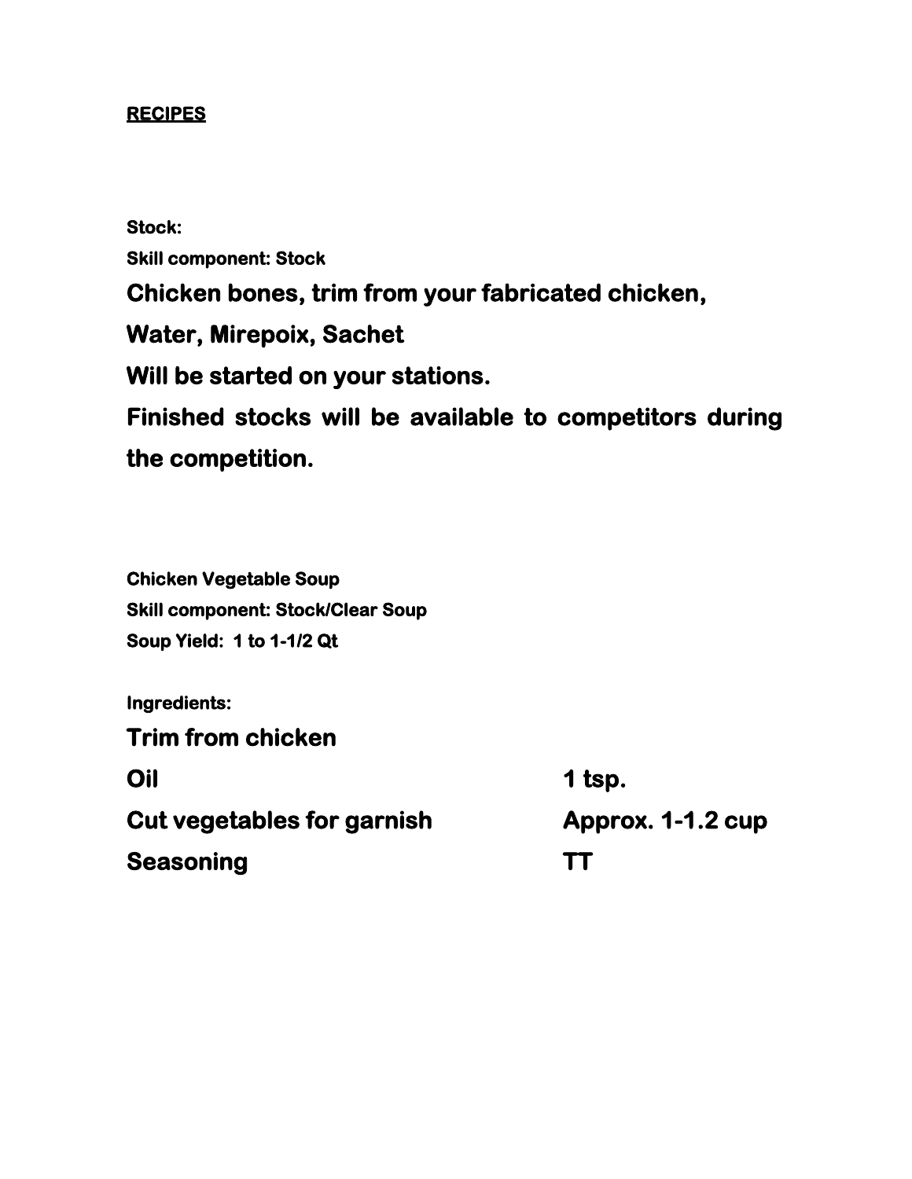**RECIPES**

**Stock:**

**Skill component: Stock**

**Chicken bones, trim from your fabricated chicken,**

**Water, Mirepoix, Sachet**

**Will be started on your stations.**

**Finished stocks will be available to competitors during the competition.**

**Chicken Vegetable Soup**

**Skill component: Stock/Clear Soup**

**Soup Yield: 1 to 1-1/2 Qt**

**Ingredients:**

| | |
|---|---|
| **Trim from chicken** | |
| **Oil** | **1 tsp.** |
| **Cut vegetables for garnish** | **Approx. 1-1.2 cup** |
| **Seasoning** | **TT** |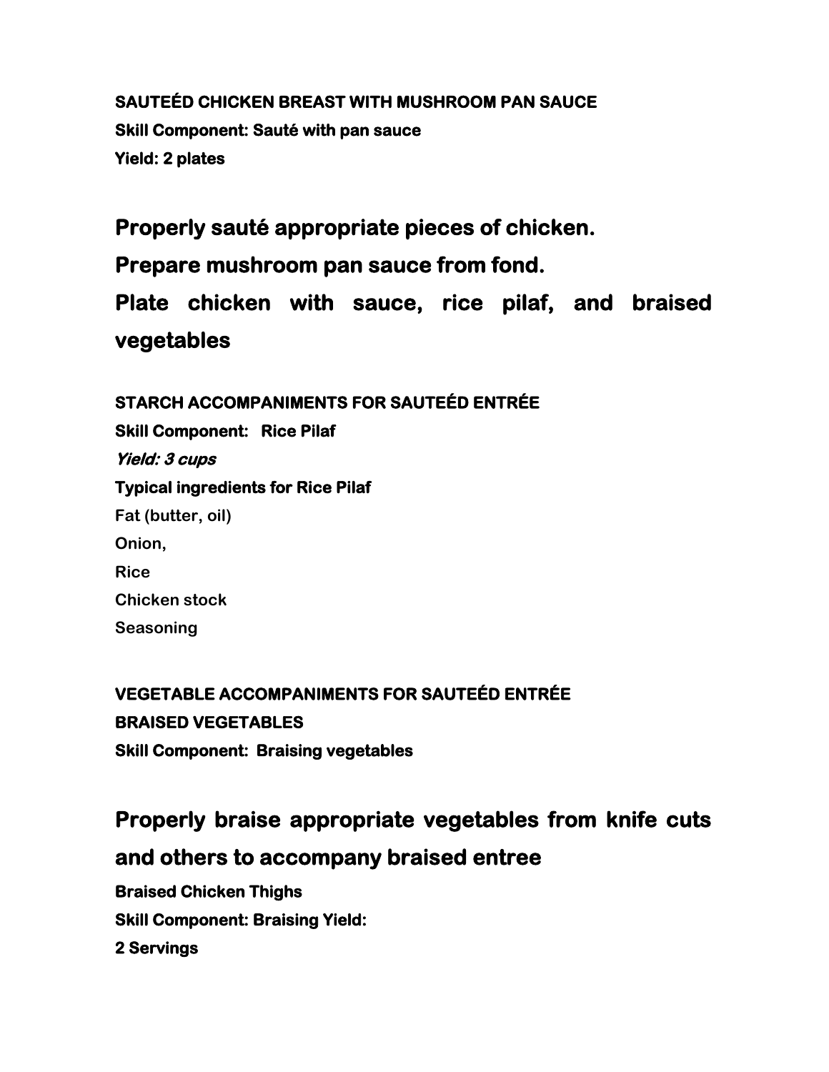**SAUTEÉD CHICKEN BREAST WITH MUSHROOM PAN SAUCE**

**Skill Component: Sauté with pan sauce**

**Yield: 2 plates**

## Properly sauté appropriate pieces of chicken.

## Prepare mushroom pan sauce from fond.

## Plate chicken with sauce, rice pilaf, and braised vegetables

**STARCH ACCOMPANIMENTS FOR SAUTEÉD ENTRÉE**

**Skill Component: Rice Pilaf**

***Yield: 3 cups***

**Typical ingredients for Rice Pilaf**

**Fat (butter, oil)**

**Onion,**

**Rice**

**Chicken stock**

**Seasoning**

**VEGETABLE ACCOMPANIMENTS FOR SAUTEÉD ENTRÉE**

**BRAISED VEGETABLES**

**Skill Component: Braising vegetables**

## Properly braise appropriate vegetables from knife cuts and others to accompany braised entree

**Braised Chicken Thighs**

**Skill Component: Braising Yield:**

**2 Servings**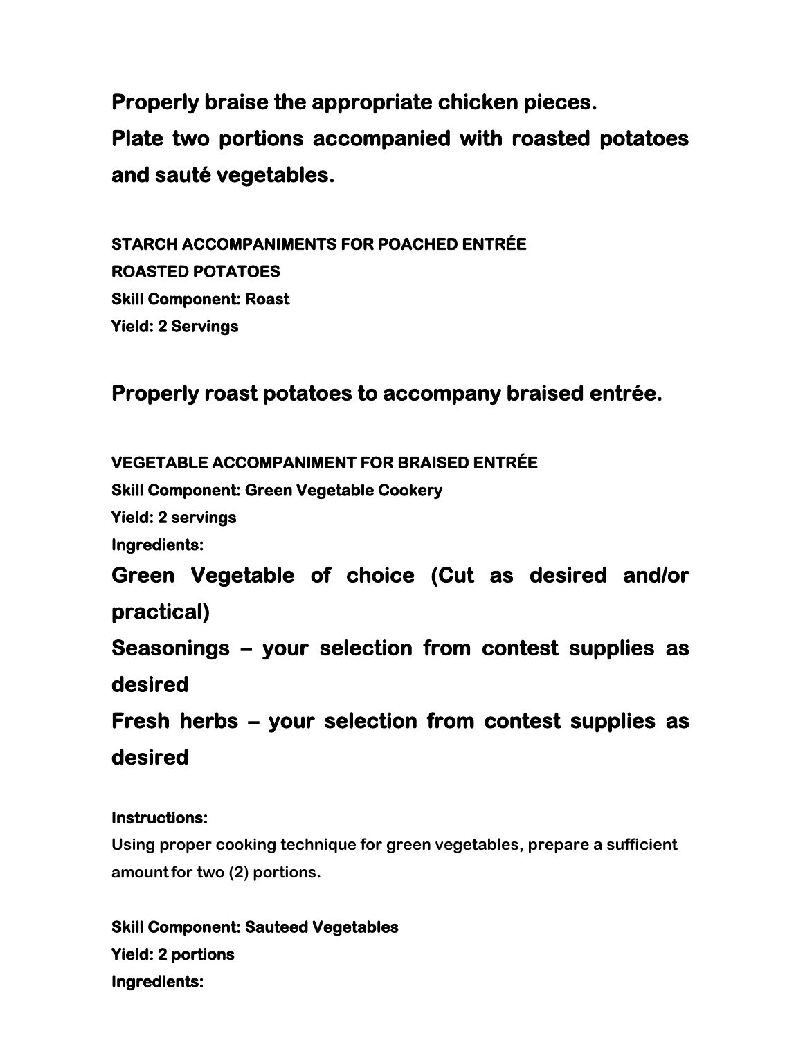**Properly braise the appropriate chicken pieces.**

**Plate two portions accompanied with roasted potatoes and sauté vegetables.**

**STARCH ACCOMPANIMENTS FOR POACHED ENTRÉE**

**ROASTED POTATOES**

**Skill Component: Roast**

**Yield: 2 Servings**

**Properly roast potatoes to accompany braised entrée.**

**VEGETABLE ACCOMPANIMENT FOR BRAISED ENTRÉE**

**Skill Component: Green Vegetable Cookery**

**Yield: 2 servings**

**Ingredients:**

**Green Vegetable of choice (Cut as desired and/or practical)**

**Seasonings – your selection from contest supplies as desired**

**Fresh herbs – your selection from contest supplies as desired**

**Instructions:**

Using proper cooking technique for green vegetables, prepare a sufficient amount for two (2) portions.

**Skill Component: Sauteed Vegetables**

**Yield: 2 portions**

**Ingredients:**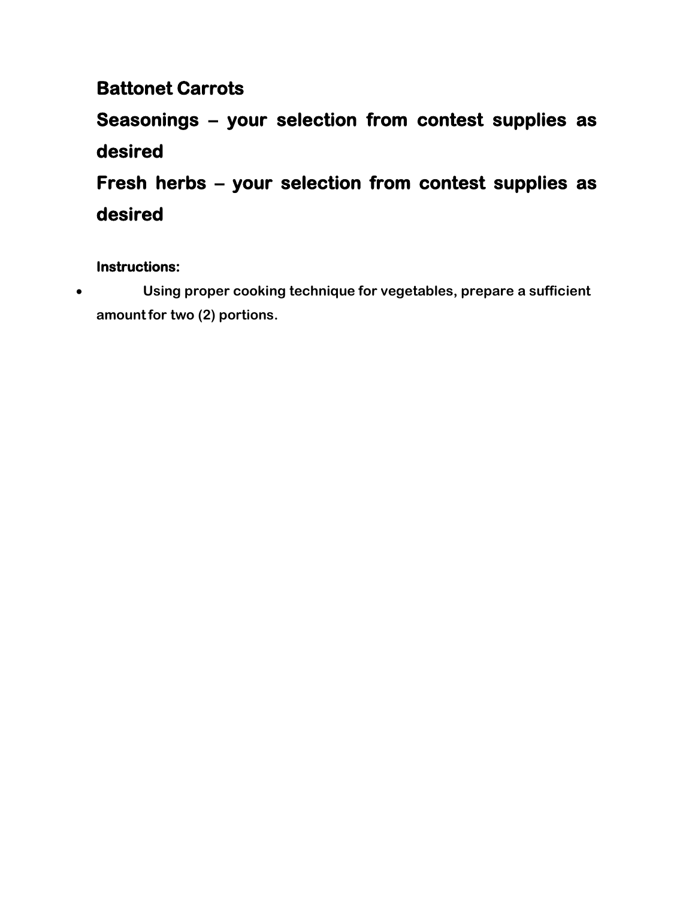**Battonet Carrots**

**Seasonings – your selection from contest supplies as desired**

**Fresh herbs – your selection from contest supplies as desired**

**Instructions:**

- **Using proper cooking technique for vegetables, prepare a sufficient amount for two (2) portions.**